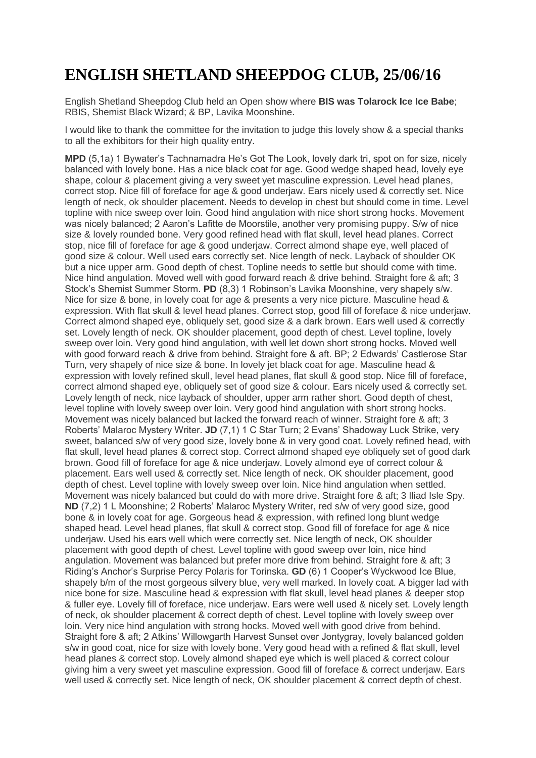# ENGLISH SHETLAND SHEEPDOG CLUB, 25/06/16

English Shetland Sheepdog Club held an Open show where **BIS was Tolarock Ice Ice Babe**; RBIS, Shemist Black Wizard; & BP, Lavika Moonshine.

I would like to thank the committee for the invitation to judge this lovely show & a special thanks to all the exhibitors for their high quality entry.

**MPD** (5,1a) 1 Bywater's Tachnamadra He's Got The Look, lovely dark tri, spot on for size, nicely balanced with lovely bone. Has a nice black coat for age. Good wedge shaped head, lovely eye shape, colour & placement giving a very sweet yet masculine expression. Level head planes, correct stop. Nice fill of foreface for age & good underjaw. Ears nicely used & correctly set. Nice length of neck, ok shoulder placement. Needs to develop in chest but should come in time. Level topline with nice sweep over loin. Good hind angulation with nice short strong hocks. Movement was nicely balanced; 2 Aaron's Lafitte de Moorstile, another very promising puppy. S/w of nice size & lovely rounded bone. Very good refined head with flat skull, level head planes. Correct stop, nice fill of foreface for age & good underjaw. Correct almond shape eye, well placed of good size & colour. Well used ears correctly set. Nice length of neck. Layback of shoulder OK but a nice upper arm. Good depth of chest. Topline needs to settle but should come with time. Nice hind angulation. Moved well with good forward reach & drive behind. Straight fore & aft; 3 Stock's Shemist Summer Storm. **PD** (8,3) 1 Robinson's Lavika Moonshine, very shapely s/w. Nice for size & bone, in lovely coat for age & presents a very nice picture. Masculine head & expression. With flat skull & level head planes. Correct stop, good fill of foreface & nice underjaw. Correct almond shaped eye, obliquely set, good size & a dark brown. Ears well used & correctly set. Lovely length of neck. OK shoulder placement, good depth of chest. Level topline, lovely sweep over loin. Very good hind angulation, with well let down short strong hocks. Moved well with good forward reach & drive from behind. Straight fore & aft. BP; 2 Edwards' Castlerose Star Turn, very shapely of nice size & bone. In lovely jet black coat for age. Masculine head & expression with lovely refined skull, level head planes, flat skull & good stop. Nice fill of foreface, correct almond shaped eye, obliquely set of good size & colour. Ears nicely used & correctly set. Lovely length of neck, nice layback of shoulder, upper arm rather short. Good depth of chest, level topline with lovely sweep over loin. Very good hind angulation with short strong hocks. Movement was nicely balanced but lacked the forward reach of winner. Straight fore & aft; 3 Roberts' Malaroc Mystery Writer. **JD** (7,1) 1 C Star Turn; 2 Evans' Shadoway Luck Strike, very sweet, balanced s/w of very good size, lovely bone & in very good coat. Lovely refined head, with flat skull, level head planes & correct stop. Correct almond shaped eye obliquely set of good dark brown. Good fill of foreface for age & nice underjaw. Lovely almond eye of correct colour & placement. Ears well used & correctly set. Nice length of neck. OK shoulder placement, good depth of chest. Level topline with lovely sweep over loin. Nice hind angulation when settled. Movement was nicely balanced but could do with more drive. Straight fore & aft; 3 Iliad Isle Spy. **ND** (7,2) 1 L Moonshine; 2 Roberts' Malaroc Mystery Writer, red s/w of very good size, good bone & in lovely coat for age. Gorgeous head & expression, with refined long blunt wedge shaped head. Level head planes, flat skull & correct stop. Good fill of foreface for age & nice underjaw. Used his ears well which were correctly set. Nice length of neck, OK shoulder placement with good depth of chest. Level topline with good sweep over loin, nice hind angulation. Movement was balanced but prefer more drive from behind. Straight fore & aft; 3 Riding's Anchor's Surprise Percy Polaris for Torinska. **GD** (6) 1 Cooper's Wyckwood Ice Blue, shapely b/m of the most gorgeous silvery blue, very well marked. In lovely coat. A bigger lad with nice bone for size. Masculine head & expression with flat skull, level head planes & deeper stop & fuller eye. Lovely fill of foreface, nice underjaw. Ears were well used & nicely set. Lovely length of neck, ok shoulder placement & correct depth of chest. Level topline with lovely sweep over loin. Very nice hind angulation with strong hocks. Moved well with good drive from behind. Straight fore & aft; 2 Atkins' Willowgarth Harvest Sunset over Jontygray, lovely balanced golden s/w in good coat, nice for size with lovely bone. Very good head with a refined & flat skull, level head planes & correct stop. Lovely almond shaped eye which is well placed & correct colour giving him a very sweet yet masculine expression. Good fill of foreface & correct underjaw. Ears well used & correctly set. Nice length of neck, OK shoulder placement & correct depth of chest.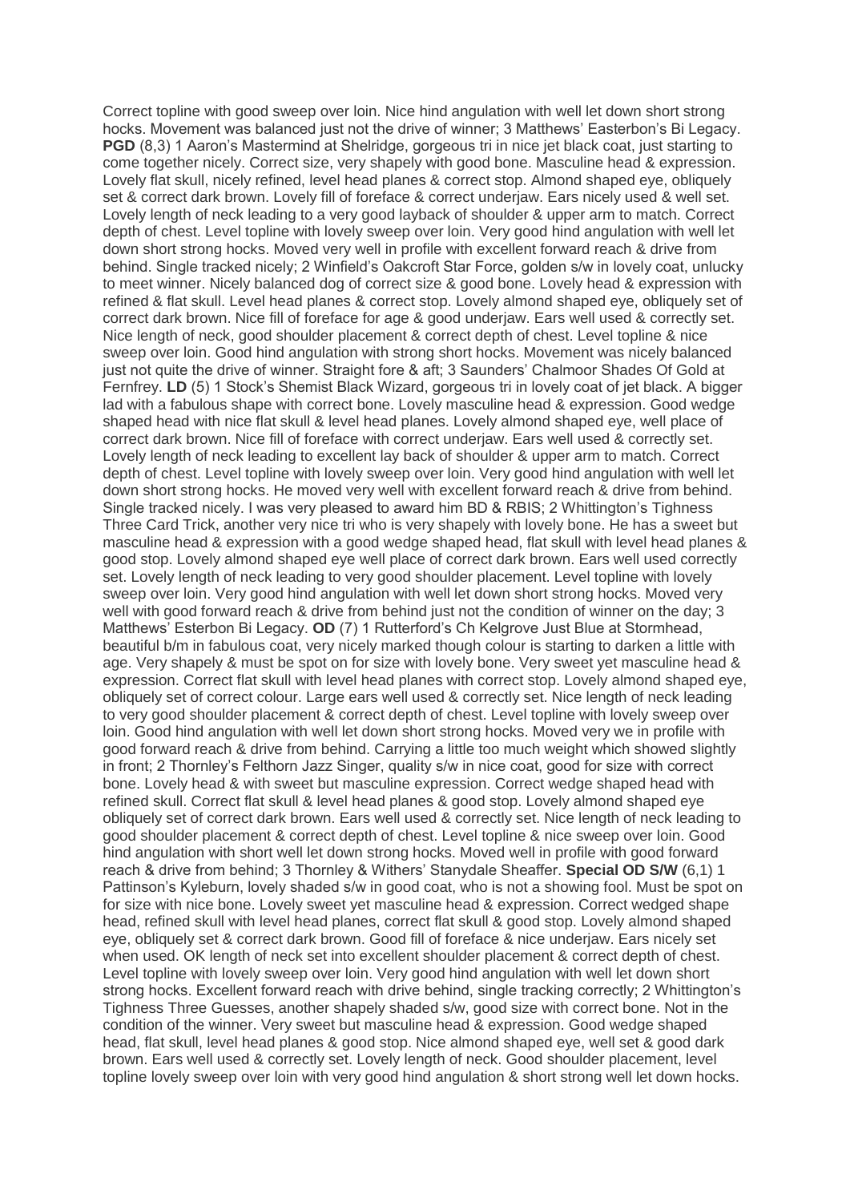Correct topline with good sweep over loin. Nice hind angulation with well let down short strong hocks. Movement was balanced just not the drive of winner; 3 Matthews' Easterbon's Bi Legacy. **PGD** (8,3) 1 Aaron's Mastermind at Shelridge, gorgeous tri in nice jet black coat, just starting to come together nicely. Correct size, very shapely with good bone. Masculine head & expression. Lovely flat skull, nicely refined, level head planes & correct stop. Almond shaped eye, obliquely set & correct dark brown. Lovely fill of foreface & correct underjaw. Ears nicely used & well set. Lovely length of neck leading to a very good layback of shoulder & upper arm to match. Correct depth of chest. Level topline with lovely sweep over loin. Very good hind angulation with well let down short strong hocks. Moved very well in profile with excellent forward reach & drive from behind. Single tracked nicely; 2 Winfield's Oakcroft Star Force, golden s/w in lovely coat, unlucky to meet winner. Nicely balanced dog of correct size & good bone. Lovely head & expression with refined & flat skull. Level head planes & correct stop. Lovely almond shaped eye, obliquely set of correct dark brown. Nice fill of foreface for age & good underjaw. Ears well used & correctly set. Nice length of neck, good shoulder placement & correct depth of chest. Level topline & nice sweep over loin. Good hind angulation with strong short hocks. Movement was nicely balanced just not quite the drive of winner. Straight fore & aft; 3 Saunders' Chalmoor Shades Of Gold at Fernfrey. **LD** (5) 1 Stock's Shemist Black Wizard, gorgeous tri in lovely coat of jet black. A bigger lad with a fabulous shape with correct bone. Lovely masculine head & expression. Good wedge shaped head with nice flat skull & level head planes. Lovely almond shaped eye, well place of correct dark brown. Nice fill of foreface with correct underjaw. Ears well used & correctly set. Lovely length of neck leading to excellent lay back of shoulder & upper arm to match. Correct depth of chest. Level topline with lovely sweep over loin. Very good hind angulation with well let down short strong hocks. He moved very well with excellent forward reach & drive from behind. Single tracked nicely. I was very pleased to award him BD & RBIS; 2 Whittington's Tighness Three Card Trick, another very nice tri who is very shapely with lovely bone. He has a sweet but masculine head & expression with a good wedge shaped head, flat skull with level head planes & good stop. Lovely almond shaped eye well place of correct dark brown. Ears well used correctly set. Lovely length of neck leading to very good shoulder placement. Level topline with lovely sweep over loin. Very good hind angulation with well let down short strong hocks. Moved very well with good forward reach & drive from behind just not the condition of winner on the day; 3 Matthews' Esterbon Bi Legacy. **OD** (7) 1 Rutterford's Ch Kelgrove Just Blue at Stormhead, beautiful b/m in fabulous coat, very nicely marked though colour is starting to darken a little with age. Very shapely & must be spot on for size with lovely bone. Very sweet yet masculine head & expression. Correct flat skull with level head planes with correct stop. Lovely almond shaped eye, obliquely set of correct colour. Large ears well used & correctly set. Nice length of neck leading to very good shoulder placement & correct depth of chest. Level topline with lovely sweep over loin. Good hind angulation with well let down short strong hocks. Moved very we in profile with good forward reach & drive from behind. Carrying a little too much weight which showed slightly in front; 2 Thornley's Felthorn Jazz Singer, quality s/w in nice coat, good for size with correct bone. Lovely head & with sweet but masculine expression. Correct wedge shaped head with refined skull. Correct flat skull & level head planes & good stop. Lovely almond shaped eye obliquely set of correct dark brown. Ears well used & correctly set. Nice length of neck leading to good shoulder placement & correct depth of chest. Level topline & nice sweep over loin. Good hind angulation with short well let down strong hocks. Moved well in profile with good forward reach & drive from behind; 3 Thornley & Withers' Stanydale Sheaffer. **Special OD S/W** (6,1) 1 Pattinson's Kyleburn, lovely shaded s/w in good coat, who is not a showing fool. Must be spot on for size with nice bone. Lovely sweet yet masculine head & expression. Correct wedged shape head, refined skull with level head planes, correct flat skull & good stop. Lovely almond shaped eye, obliquely set & correct dark brown. Good fill of foreface & nice underjaw. Ears nicely set when used. OK length of neck set into excellent shoulder placement & correct depth of chest. Level topline with lovely sweep over loin. Very good hind angulation with well let down short strong hocks. Excellent forward reach with drive behind, single tracking correctly; 2 Whittington's Tighness Three Guesses, another shapely shaded s/w, good size with correct bone. Not in the condition of the winner. Very sweet but masculine head & expression. Good wedge shaped head, flat skull, level head planes & good stop. Nice almond shaped eye, well set & good dark brown. Ears well used & correctly set. Lovely length of neck. Good shoulder placement, level topline lovely sweep over loin with very good hind angulation & short strong well let down hocks.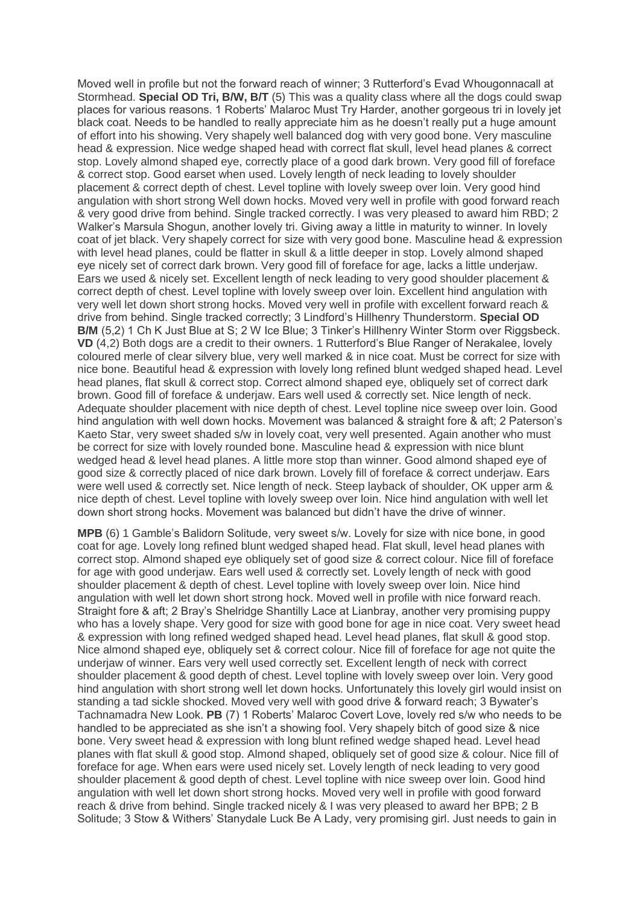Moved well in profile but not the forward reach of winner; 3 Rutterford's Evad Whougonnacall at Stormhead. **Special OD Tri, B/W, B/T** (5) This was a quality class where all the dogs could swap places for various reasons. 1 Roberts' Malaroc Must Try Harder, another gorgeous tri in lovely jet black coat. Needs to be handled to really appreciate him as he doesn't really put a huge amount of effort into his showing. Very shapely well balanced dog with very good bone. Very masculine head & expression. Nice wedge shaped head with correct flat skull, level head planes & correct stop. Lovely almond shaped eye, correctly place of a good dark brown. Very good fill of foreface & correct stop. Good earset when used. Lovely length of neck leading to lovely shoulder placement & correct depth of chest. Level topline with lovely sweep over loin. Very good hind angulation with short strong Well down hocks. Moved very well in profile with good forward reach & very good drive from behind. Single tracked correctly. I was very pleased to award him RBD; 2 Walker's Marsula Shogun, another lovely tri. Giving away a little in maturity to winner. In lovely coat of jet black. Very shapely correct for size with very good bone. Masculine head & expression with level head planes, could be flatter in skull & a little deeper in stop. Lovely almond shaped eye nicely set of correct dark brown. Very good fill of foreface for age, lacks a little underjaw. Ears we used & nicely set. Excellent length of neck leading to very good shoulder placement & correct depth of chest. Level topline with lovely sweep over loin. Excellent hind angulation with very well let down short strong hocks. Moved very well in profile with excellent forward reach & drive from behind. Single tracked correctly; 3 Lindford's Hillhenry Thunderstorm. **Special OD B/M** (5,2) 1 Ch K Just Blue at S; 2 W Ice Blue; 3 Tinker's Hillhenry Winter Storm over Riggsbeck. **VD** (4,2) Both dogs are a credit to their owners. 1 Rutterford's Blue Ranger of Nerakalee, lovely coloured merle of clear silvery blue, very well marked & in nice coat. Must be correct for size with nice bone. Beautiful head & expression with lovely long refined blunt wedged shaped head. Level head planes, flat skull & correct stop. Correct almond shaped eye, obliquely set of correct dark brown. Good fill of foreface & underjaw. Ears well used & correctly set. Nice length of neck. Adequate shoulder placement with nice depth of chest. Level topline nice sweep over loin. Good hind angulation with well down hocks. Movement was balanced & straight fore & aft; 2 Paterson's Kaeto Star, very sweet shaded s/w in lovely coat, very well presented. Again another who must be correct for size with lovely rounded bone. Masculine head & expression with nice blunt wedged head & level head planes. A little more stop than winner. Good almond shaped eye of good size & correctly placed of nice dark brown. Lovely fill of foreface & correct underjaw. Ears were well used & correctly set. Nice length of neck. Steep layback of shoulder, OK upper arm & nice depth of chest. Level topline with lovely sweep over loin. Nice hind angulation with well let down short strong hocks. Movement was balanced but didn't have the drive of winner.

**MPB** (6) 1 Gamble's Balidorn Solitude, very sweet s/w. Lovely for size with nice bone, in good coat for age. Lovely long refined blunt wedged shaped head. Flat skull, level head planes with correct stop. Almond shaped eye obliquely set of good size & correct colour. Nice fill of foreface for age with good underjaw. Ears well used & correctly set. Lovely length of neck with good shoulder placement & depth of chest. Level topline with lovely sweep over loin. Nice hind angulation with well let down short strong hock. Moved well in profile with nice forward reach. Straight fore & aft; 2 Bray's Shelridge Shantilly Lace at Lianbray, another very promising puppy who has a lovely shape. Very good for size with good bone for age in nice coat. Very sweet head & expression with long refined wedged shaped head. Level head planes, flat skull & good stop. Nice almond shaped eye, obliquely set & correct colour. Nice fill of foreface for age not quite the underjaw of winner. Ears very well used correctly set. Excellent length of neck with correct shoulder placement & good depth of chest. Level topline with lovely sweep over loin. Very good hind angulation with short strong well let down hocks. Unfortunately this lovely girl would insist on standing a tad sickle shocked. Moved very well with good drive & forward reach; 3 Bywater's Tachnamadra New Look. **PB** (7) 1 Roberts' Malaroc Covert Love, lovely red s/w who needs to be handled to be appreciated as she isn't a showing fool. Very shapely bitch of good size & nice bone. Very sweet head & expression with long blunt refined wedge shaped head. Level head planes with flat skull & good stop. Almond shaped, obliquely set of good size & colour. Nice fill of foreface for age. When ears were used nicely set. Lovely length of neck leading to very good shoulder placement & good depth of chest. Level topline with nice sweep over loin. Good hind angulation with well let down short strong hocks. Moved very well in profile with good forward reach & drive from behind. Single tracked nicely & I was very pleased to award her BPB; 2 B Solitude; 3 Stow & Withers' Stanydale Luck Be A Lady, very promising girl. Just needs to gain in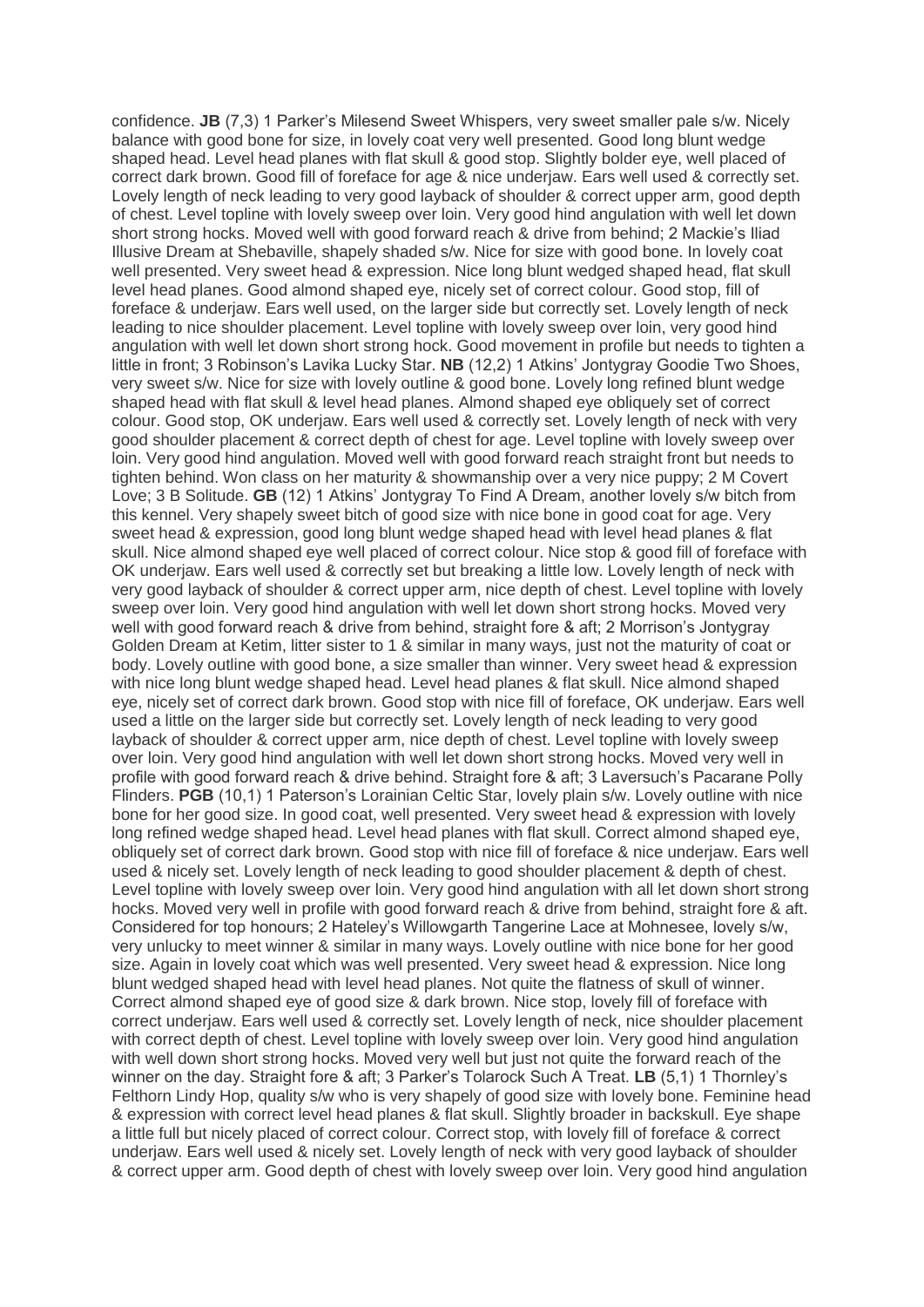confidence. **JB** (7,3) 1 Parker's Milesend Sweet Whispers, very sweet smaller pale s/w. Nicely balance with good bone for size, in lovely coat very well presented. Good long blunt wedge shaped head. Level head planes with flat skull & good stop. Slightly bolder eye, well placed of correct dark brown. Good fill of foreface for age & nice underjaw. Ears well used & correctly set. Lovely length of neck leading to very good layback of shoulder & correct upper arm, good depth of chest. Level topline with lovely sweep over loin. Very good hind angulation with well let down short strong hocks. Moved well with good forward reach & drive from behind; 2 Mackie's Iliad Illusive Dream at Shebaville, shapely shaded s/w. Nice for size with good bone. In lovely coat well presented. Very sweet head & expression. Nice long blunt wedged shaped head, flat skull level head planes. Good almond shaped eye, nicely set of correct colour. Good stop, fill of foreface & underjaw. Ears well used, on the larger side but correctly set. Lovely length of neck leading to nice shoulder placement. Level topline with lovely sweep over loin, very good hind angulation with well let down short strong hock. Good movement in profile but needs to tighten a little in front; 3 Robinson's Lavika Lucky Star. **NB** (12,2) 1 Atkins' Jontygray Goodie Two Shoes, very sweet s/w. Nice for size with lovely outline & good bone. Lovely long refined blunt wedge shaped head with flat skull & level head planes. Almond shaped eye obliquely set of correct colour. Good stop, OK underjaw. Ears well used & correctly set. Lovely length of neck with very good shoulder placement & correct depth of chest for age. Level topline with lovely sweep over loin. Very good hind angulation. Moved well with good forward reach straight front but needs to tighten behind. Won class on her maturity & showmanship over a very nice puppy; 2 M Covert Love; 3 B Solitude. **GB** (12) 1 Atkins' Jontygray To Find A Dream, another lovely s/w bitch from this kennel. Very shapely sweet bitch of good size with nice bone in good coat for age. Very sweet head & expression, good long blunt wedge shaped head with level head planes & flat skull. Nice almond shaped eye well placed of correct colour. Nice stop & good fill of foreface with OK underjaw. Ears well used & correctly set but breaking a little low. Lovely length of neck with very good layback of shoulder & correct upper arm, nice depth of chest. Level topline with lovely sweep over loin. Very good hind angulation with well let down short strong hocks. Moved very well with good forward reach & drive from behind, straight fore & aft; 2 Morrison's Jontygray Golden Dream at Ketim, litter sister to 1 & similar in many ways, just not the maturity of coat or body. Lovely outline with good bone, a size smaller than winner. Very sweet head & expression with nice long blunt wedge shaped head. Level head planes & flat skull. Nice almond shaped eye, nicely set of correct dark brown. Good stop with nice fill of foreface, OK underjaw. Ears well used a little on the larger side but correctly set. Lovely length of neck leading to very good layback of shoulder & correct upper arm, nice depth of chest. Level topline with lovely sweep over loin. Very good hind angulation with well let down short strong hocks. Moved very well in profile with good forward reach & drive behind. Straight fore & aft; 3 Laversuch's Pacarane Polly Flinders. **PGB** (10,1) 1 Paterson's Lorainian Celtic Star, lovely plain s/w. Lovely outline with nice bone for her good size. In good coat, well presented. Very sweet head & expression with lovely long refined wedge shaped head. Level head planes with flat skull. Correct almond shaped eye, obliquely set of correct dark brown. Good stop with nice fill of foreface & nice underjaw. Ears well used & nicely set. Lovely length of neck leading to good shoulder placement & depth of chest. Level topline with lovely sweep over loin. Very good hind angulation with all let down short strong hocks. Moved very well in profile with good forward reach & drive from behind, straight fore & aft. Considered for top honours; 2 Hateley's Willowgarth Tangerine Lace at Mohnesee, lovely s/w, very unlucky to meet winner & similar in many ways. Lovely outline with nice bone for her good size. Again in lovely coat which was well presented. Very sweet head & expression. Nice long blunt wedged shaped head with level head planes. Not quite the flatness of skull of winner. Correct almond shaped eye of good size & dark brown. Nice stop, lovely fill of foreface with correct underjaw. Ears well used & correctly set. Lovely length of neck, nice shoulder placement with correct depth of chest. Level topline with lovely sweep over loin. Very good hind angulation with well down short strong hocks. Moved very well but just not quite the forward reach of the winner on the day. Straight fore & aft; 3 Parker's Tolarock Such A Treat. **LB** (5,1) 1 Thornley's Felthorn Lindy Hop, quality s/w who is very shapely of good size with lovely bone. Feminine head & expression with correct level head planes & flat skull. Slightly broader in backskull. Eye shape a little full but nicely placed of correct colour. Correct stop, with lovely fill of foreface & correct underjaw. Ears well used & nicely set. Lovely length of neck with very good layback of shoulder & correct upper arm. Good depth of chest with lovely sweep over loin. Very good hind angulation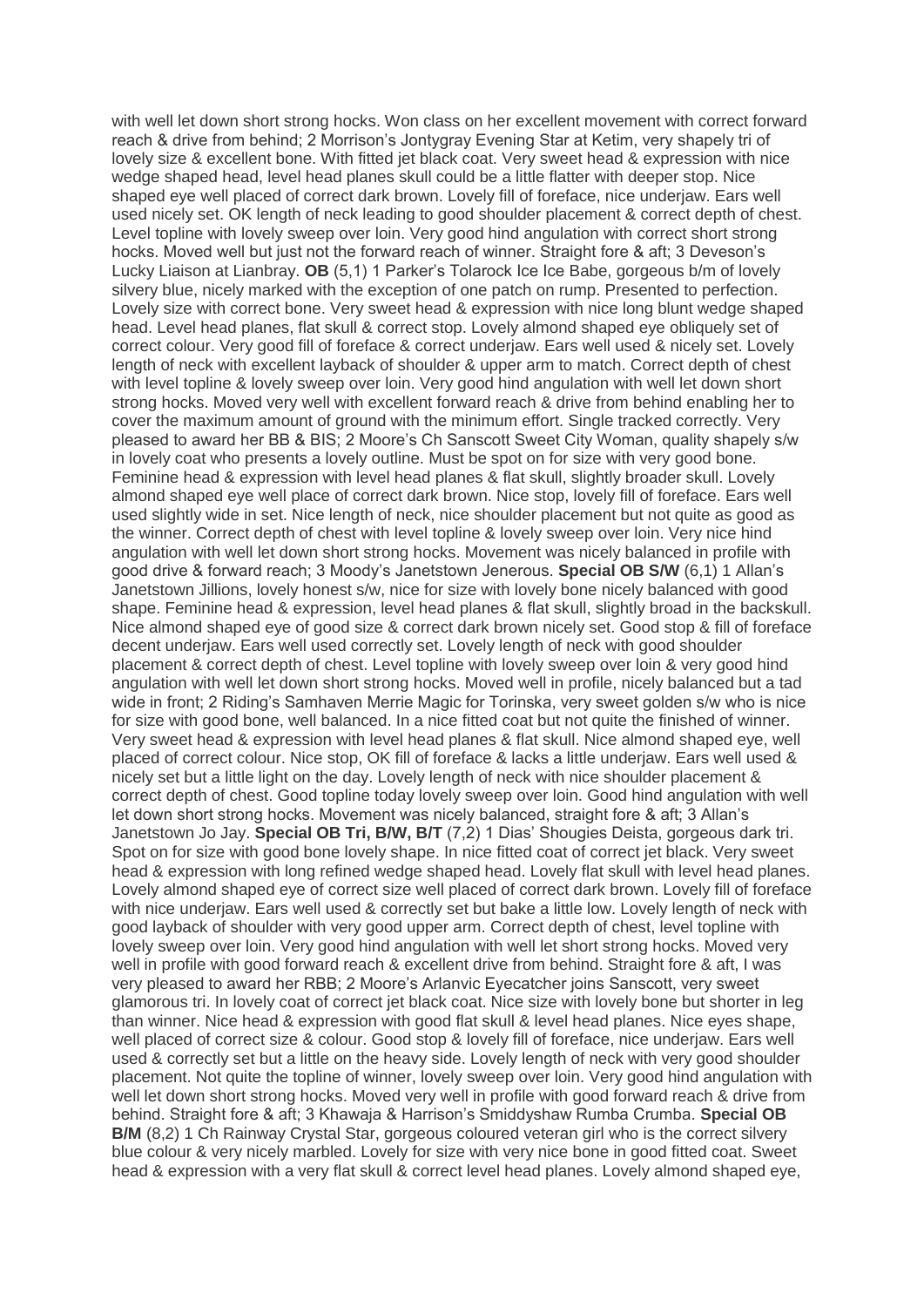with well let down short strong hocks. Won class on her excellent movement with correct forward reach & drive from behind; 2 Morrison's Jontygray Evening Star at Ketim, very shapely tri of lovely size & excellent bone. With fitted jet black coat. Very sweet head & expression with nice wedge shaped head, level head planes skull could be a little flatter with deeper stop. Nice shaped eye well placed of correct dark brown. Lovely fill of foreface, nice underjaw. Ears well used nicely set. OK length of neck leading to good shoulder placement & correct depth of chest. Level topline with lovely sweep over loin. Very good hind angulation with correct short strong hocks. Moved well but just not the forward reach of winner. Straight fore & aft; 3 Deveson's Lucky Liaison at Lianbray. **OB** (5,1) 1 Parker's Tolarock Ice Ice Babe, gorgeous b/m of lovely silvery blue, nicely marked with the exception of one patch on rump. Presented to perfection. Lovely size with correct bone. Very sweet head & expression with nice long blunt wedge shaped head. Level head planes, flat skull & correct stop. Lovely almond shaped eye obliquely set of correct colour. Very good fill of foreface & correct underjaw. Ears well used & nicely set. Lovely length of neck with excellent layback of shoulder & upper arm to match. Correct depth of chest with level topline & lovely sweep over loin. Very good hind angulation with well let down short strong hocks. Moved very well with excellent forward reach & drive from behind enabling her to cover the maximum amount of ground with the minimum effort. Single tracked correctly. Very pleased to award her BB & BIS; 2 Moore's Ch Sanscott Sweet City Woman, quality shapely s/w in lovely coat who presents a lovely outline. Must be spot on for size with very good bone. Feminine head & expression with level head planes & flat skull, slightly broader skull. Lovely almond shaped eye well place of correct dark brown. Nice stop, lovely fill of foreface. Ears well used slightly wide in set. Nice length of neck, nice shoulder placement but not quite as good as the winner. Correct depth of chest with level topline & lovely sweep over loin. Very nice hind angulation with well let down short strong hocks. Movement was nicely balanced in profile with good drive & forward reach; 3 Moody's Janetstown Jenerous. **Special OB S/W** (6,1) 1 Allan's Janetstown Jillions, lovely honest s/w, nice for size with lovely bone nicely balanced with good shape. Feminine head & expression, level head planes & flat skull, slightly broad in the backskull. Nice almond shaped eye of good size & correct dark brown nicely set. Good stop & fill of foreface decent underjaw. Ears well used correctly set. Lovely length of neck with good shoulder placement & correct depth of chest. Level topline with lovely sweep over loin & very good hind angulation with well let down short strong hocks. Moved well in profile, nicely balanced but a tad wide in front; 2 Riding's Samhaven Merrie Magic for Torinska, very sweet golden s/w who is nice for size with good bone, well balanced. In a nice fitted coat but not quite the finished of winner. Very sweet head & expression with level head planes & flat skull. Nice almond shaped eye, well placed of correct colour. Nice stop, OK fill of foreface & lacks a little underjaw. Ears well used & nicely set but a little light on the day. Lovely length of neck with nice shoulder placement & correct depth of chest. Good topline today lovely sweep over loin. Good hind angulation with well let down short strong hocks. Movement was nicely balanced, straight fore & aft; 3 Allan's Janetstown Jo Jay. **Special OB Tri, B/W, B/T** (7,2) 1 Dias' Shougies Deista, gorgeous dark tri. Spot on for size with good bone lovely shape. In nice fitted coat of correct jet black. Very sweet head & expression with long refined wedge shaped head. Lovely flat skull with level head planes. Lovely almond shaped eye of correct size well placed of correct dark brown. Lovely fill of foreface with nice underjaw. Ears well used & correctly set but bake a little low. Lovely length of neck with good layback of shoulder with very good upper arm. Correct depth of chest, level topline with lovely sweep over loin. Very good hind angulation with well let short strong hocks. Moved very well in profile with good forward reach & excellent drive from behind. Straight fore & aft, I was very pleased to award her RBB; 2 Moore's Arlanvic Eyecatcher joins Sanscott, very sweet glamorous tri. In lovely coat of correct jet black coat. Nice size with lovely bone but shorter in leg than winner. Nice head & expression with good flat skull & level head planes. Nice eyes shape, well placed of correct size & colour. Good stop & lovely fill of foreface, nice underjaw. Ears well used & correctly set but a little on the heavy side. Lovely length of neck with very good shoulder placement. Not quite the topline of winner, lovely sweep over loin. Very good hind angulation with well let down short strong hocks. Moved very well in profile with good forward reach & drive from behind. Straight fore & aft; 3 Khawaja & Harrison's Smiddyshaw Rumba Crumba. **Special OB B/M** (8,2) 1 Ch Rainway Crystal Star, gorgeous coloured veteran girl who is the correct silvery blue colour & very nicely marbled. Lovely for size with very nice bone in good fitted coat. Sweet head & expression with a very flat skull & correct level head planes. Lovely almond shaped eye,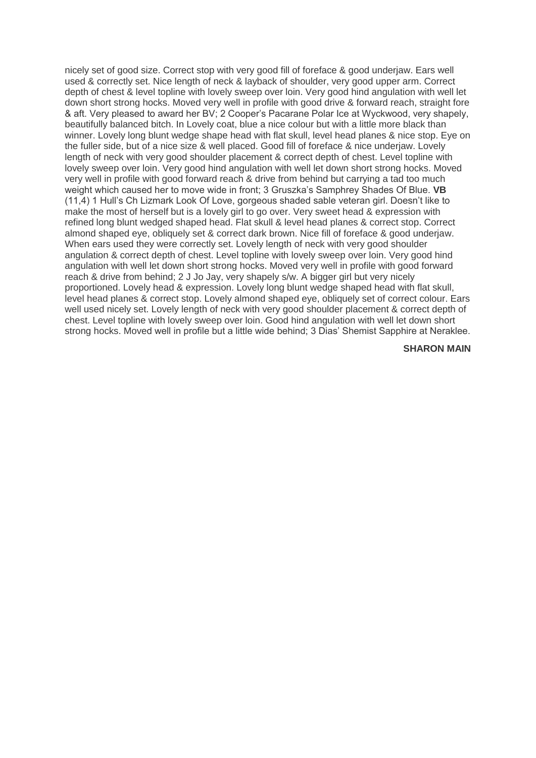nicely set of good size. Correct stop with very good fill of foreface & good underjaw. Ears well used & correctly set. Nice length of neck & layback of shoulder, very good upper arm. Correct depth of chest & level topline with lovely sweep over loin. Very good hind angulation with well let down short strong hocks. Moved very well in profile with good drive & forward reach, straight fore & aft. Very pleased to award her BV; 2 Cooper's Pacarane Polar Ice at Wyckwood, very shapely, beautifully balanced bitch. In Lovely coat, blue a nice colour but with a little more black than winner. Lovely long blunt wedge shape head with flat skull, level head planes & nice stop. Eye on the fuller side, but of a nice size & well placed. Good fill of foreface & nice underjaw. Lovely length of neck with very good shoulder placement & correct depth of chest. Level topline with lovely sweep over loin. Very good hind angulation with well let down short strong hocks. Moved very well in profile with good forward reach & drive from behind but carrying a tad too much weight which caused her to move wide in front; 3 Gruszka's Samphrey Shades Of Blue. **VB** (11,4) 1 Hull's Ch Lizmark Look Of Love, gorgeous shaded sable veteran girl. Doesn't like to make the most of herself but is a lovely girl to go over. Very sweet head & expression with refined long blunt wedged shaped head. Flat skull & level head planes & correct stop. Correct almond shaped eye, obliquely set & correct dark brown. Nice fill of foreface & good underjaw. When ears used they were correctly set. Lovely length of neck with very good shoulder angulation & correct depth of chest. Level topline with lovely sweep over loin. Very good hind angulation with well let down short strong hocks. Moved very well in profile with good forward reach & drive from behind; 2 J Jo Jay, very shapely s/w. A bigger girl but very nicely proportioned. Lovely head & expression. Lovely long blunt wedge shaped head with flat skull, level head planes & correct stop. Lovely almond shaped eye, obliquely set of correct colour. Ears well used nicely set. Lovely length of neck with very good shoulder placement & correct depth of chest. Level topline with lovely sweep over loin. Good hind angulation with well let down short strong hocks. Moved well in profile but a little wide behind; 3 Dias' Shemist Sapphire at Neraklee.

**SHARON MAIN**